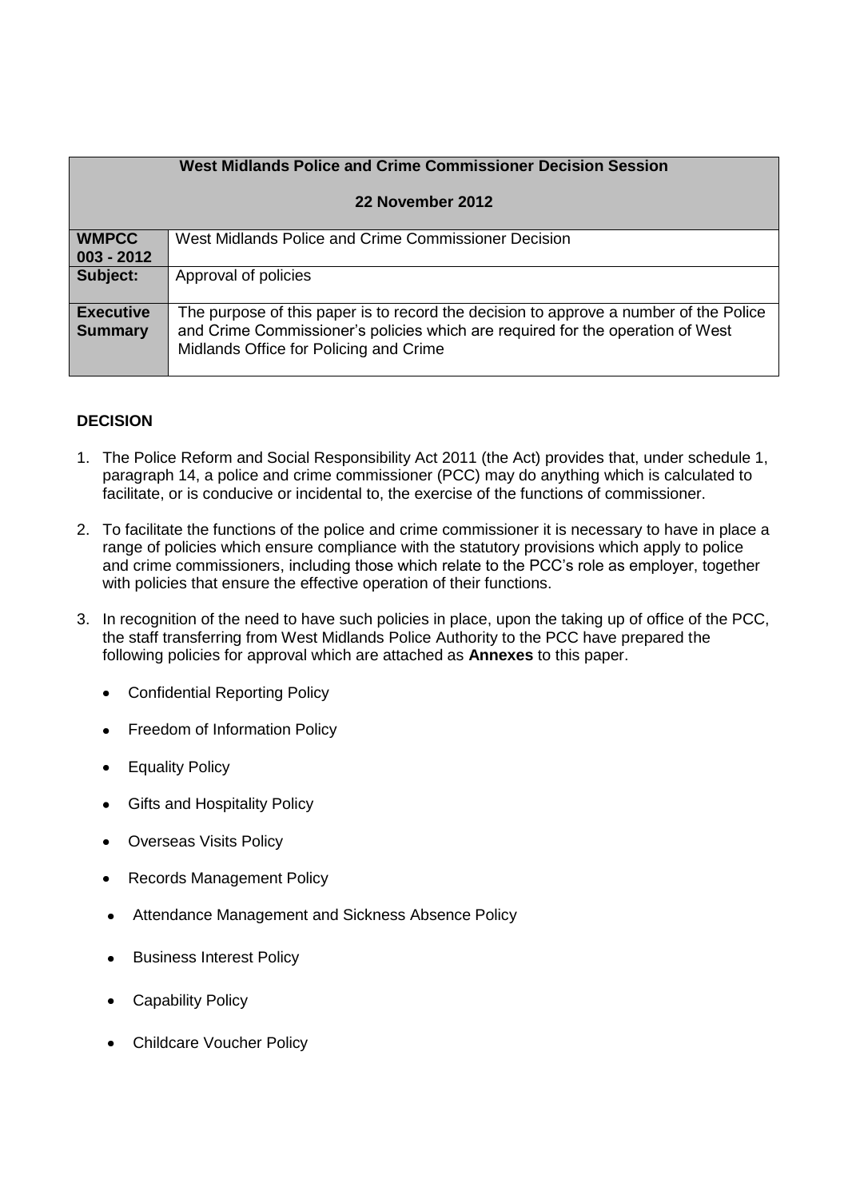| West Midlands Police and Crime Commissioner Decision Session<br><br>22 November 2012 | |
|---|---|
| **WMPCC 003 - 2012** | West Midlands Police and Crime Commissioner Decision |
| **Subject:** | Approval of policies |
| **Executive Summary** | The purpose of this paper is to record the decision to approve a number of the Police and Crime Commissioner's policies which are required for the operation of West Midlands Office for Policing and Crime |

**DECISION**

1. The Police Reform and Social Responsibility Act 2011 (the Act) provides that, under schedule 1, paragraph 14, a police and crime commissioner (PCC) may do anything which is calculated to facilitate, or is conducive or incidental to, the exercise of the functions of commissioner.

2. To facilitate the functions of the police and crime commissioner it is necessary to have in place a range of policies which ensure compliance with the statutory provisions which apply to police and crime commissioners, including those which relate to the PCC's role as employer, together with policies that ensure the effective operation of their functions.

3. In recognition of the need to have such policies in place, upon the taking up of office of the PCC, the staff transferring from West Midlands Police Authority to the PCC have prepared the following policies for approval which are attached as **Annexes** to this paper.

   - Confidential Reporting Policy
   - Freedom of Information Policy
   - Equality Policy
   - Gifts and Hospitality Policy
   - Overseas Visits Policy
   - Records Management Policy
   - Attendance Management and Sickness Absence Policy
   - Business Interest Policy
   - Capability Policy
   - Childcare Voucher Policy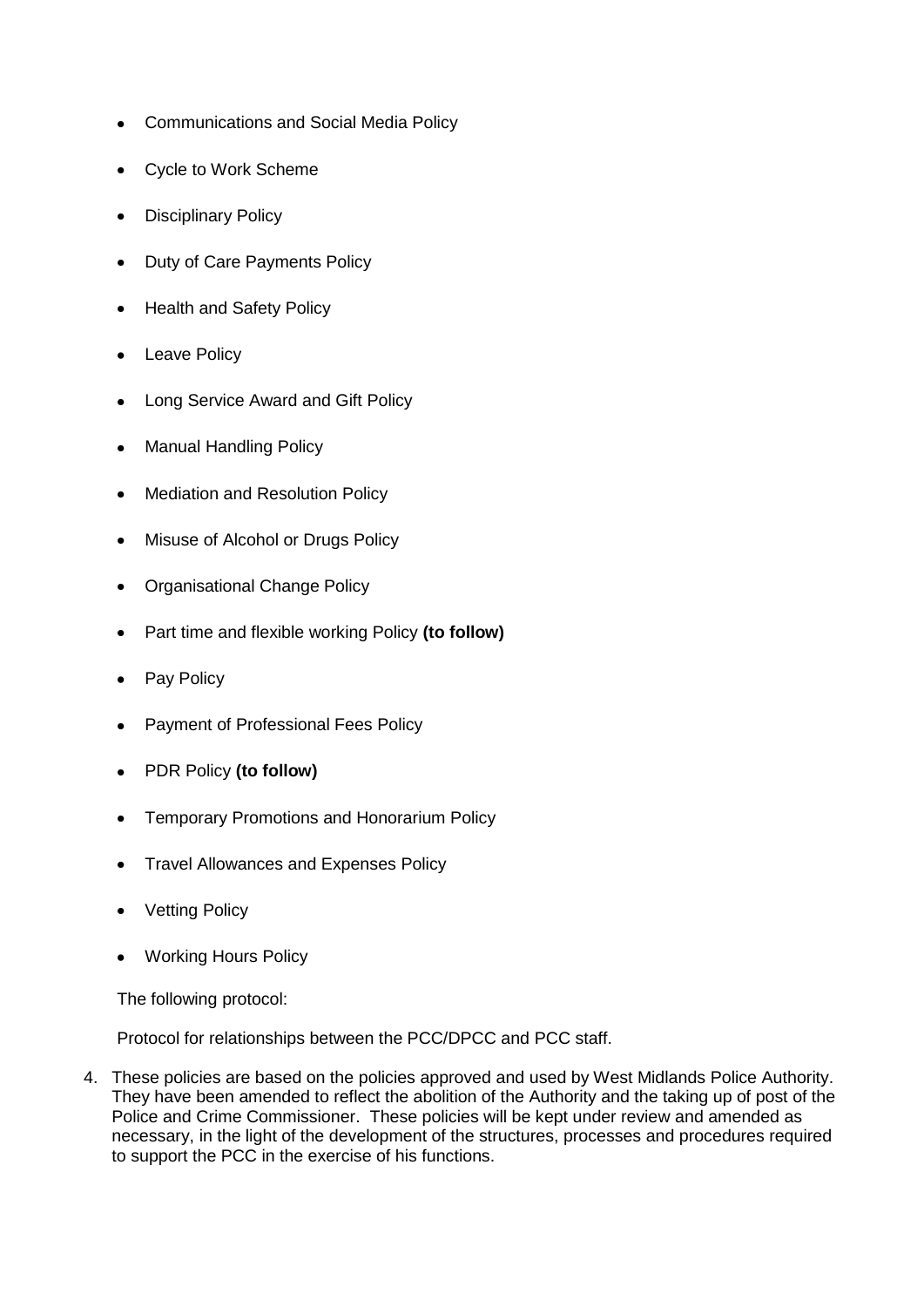- Communications and Social Media Policy
- Cycle to Work Scheme
- Disciplinary Policy
- Duty of Care Payments Policy
- Health and Safety Policy
- Leave Policy
- Long Service Award and Gift Policy
- Manual Handling Policy
- Mediation and Resolution Policy
- Misuse of Alcohol or Drugs Policy
- Organisational Change Policy
- Part time and flexible working Policy **(to follow)**
- Pay Policy
- Payment of Professional Fees Policy
- PDR Policy **(to follow)**
- Temporary Promotions and Honorarium Policy
- Travel Allowances and Expenses Policy
- Vetting Policy
- Working Hours Policy

The following protocol:

Protocol for relationships between the PCC/DPCC and PCC staff.

4. These policies are based on the policies approved and used by West Midlands Police Authority. They have been amended to reflect the abolition of the Authority and the taking up of post of the Police and Crime Commissioner. These policies will be kept under review and amended as necessary, in the light of the development of the structures, processes and procedures required to support the PCC in the exercise of his functions.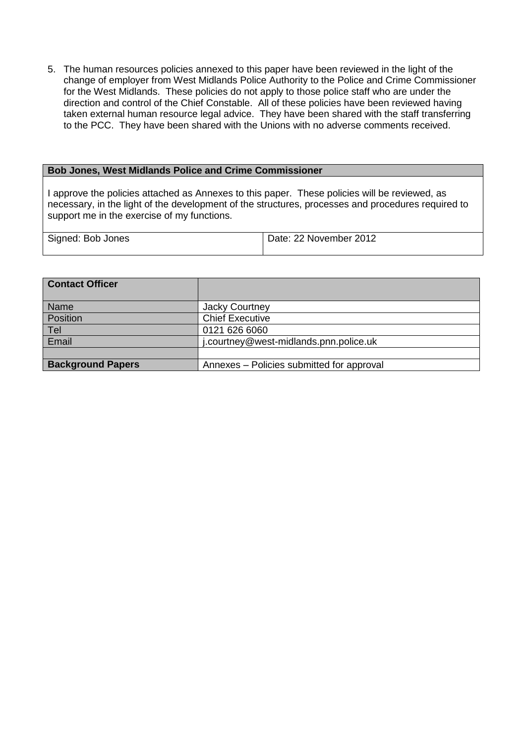5. The human resources policies annexed to this paper have been reviewed in the light of the change of employer from West Midlands Police Authority to the Police and Crime Commissioner for the West Midlands. These policies do not apply to those police staff who are under the direction and control of the Chief Constable. All of these policies have been reviewed having taken external human resource legal advice. They have been shared with the staff transferring to the PCC. They have been shared with the Unions with no adverse comments received.

| **Bob Jones, West Midlands Police and Crime Commissioner** | |
|---|---|
| I approve the policies attached as Annexes to this paper. These policies will be reviewed, as necessary, in the light of the development of the structures, processes and procedures required to support me in the exercise of my functions. | |
| Signed: Bob Jones | Date: 22 November 2012 |

| **Contact Officer** | |
|---|---|
| Name | Jacky Courtney |
| Position | Chief Executive |
| Tel | 0121 626 6060 |
| Email | j.courtney@west-midlands.pnn.police.uk |
| | |
| **Background Papers** | Annexes – Policies submitted for approval |